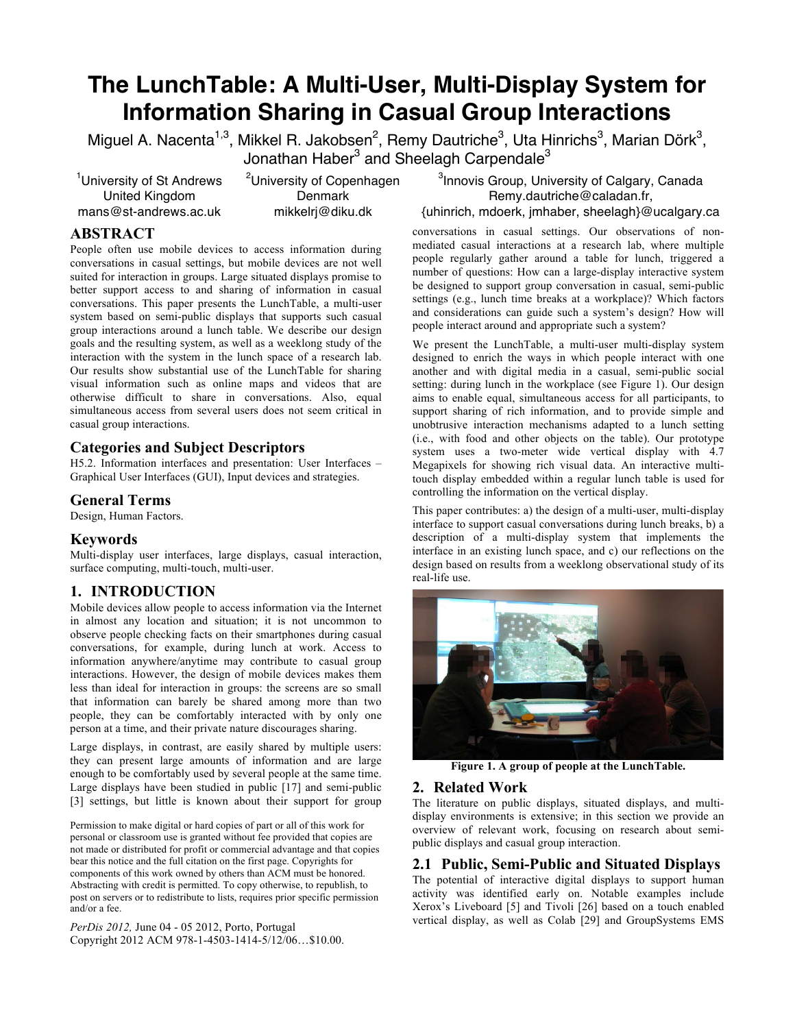# The LunchTable: A Multi-User, Multi-Display System for Information Sharing in Casual Group Interactions

Miguel A. Nacenta[1,3], Mikkel R. Jakobsen[2], Remy Dautriche[3], Uta Hinrichs[3], Marian Dörk[3], Jonathan Haber[3] and Sheelagh Carpendale[3]

[1]University of St Andrews
United Kingdom
mans@st-andrews.ac.uk

[2]University of Copenhagen
Denmark
mikkelrj@diku.dk

[3]Innovis Group, University of Calgary, Canada
Remy.dautriche@caladan.fr,
{uhinrich, mdoerk, jmhaber, sheelagh}@ucalgary.ca

## ABSTRACT

People often use mobile devices to access information during conversations in casual settings, but mobile devices are not well suited for interaction in groups. Large situated displays promise to better support access to and sharing of information in casual conversations. This paper presents the LunchTable, a multi-user system based on semi-public displays that supports such casual group interactions around a lunch table. We describe our design goals and the resulting system, as well as a weeklong study of the interaction with the system in the lunch space of a research lab. Our results show substantial use of the LunchTable for sharing visual information such as online maps and videos that are otherwise difficult to share in conversations. Also, equal simultaneous access from several users does not seem critical in casual group interactions.

## Categories and Subject Descriptors

H5.2. Information interfaces and presentation: User Interfaces – Graphical User Interfaces (GUI), Input devices and strategies.

## General Terms

Design, Human Factors.

## Keywords

Multi-display user interfaces, large displays, casual interaction, surface computing, multi-touch, multi-user.

## 1. INTRODUCTION

Mobile devices allow people to access information via the Internet in almost any location and situation; it is not uncommon to observe people checking facts on their smartphones during casual conversations, for example, during lunch at work. Access to information anywhere/anytime may contribute to casual group interactions. However, the design of mobile devices makes them less than ideal for interaction in groups: the screens are so small that information can barely be shared among more than two people, they can be comfortably interacted with by only one person at a time, and their private nature discourages sharing.

Large displays, in contrast, are easily shared by multiple users: they can present large amounts of information and are large enough to be comfortably used by several people at the same time. Large displays have been studied in public [17] and semi-public [3] settings, but little is known about their support for group conversations in casual settings. Our observations of non-mediated casual interactions at a research lab, where multiple people regularly gather around a table for lunch, triggered a number of questions: How can a large-display interactive system be designed to support group conversation in casual, semi-public settings (e.g., lunch time breaks at a workplace)? Which factors and considerations can guide such a system's design? How will people interact around and appropriate such a system?

We present the LunchTable, a multi-user multi-display system designed to enrich the ways in which people interact with one another and with digital media in a casual, semi-public social setting: during lunch in the workplace (see Figure 1). Our design aims to enable equal, simultaneous access for all participants, to support sharing of rich information, and to provide simple and unobtrusive interaction mechanisms adapted to a lunch setting (i.e., with food and other objects on the table). Our prototype system uses a two-meter wide vertical display with 4.7 Megapixels for showing rich visual data. An interactive multi-touch display embedded within a regular lunch table is used for controlling the information on the vertical display.

This paper contributes: a) the design of a multi-user, multi-display interface to support casual conversations during lunch breaks, b) a description of a multi-display system that implements the interface in an existing lunch space, and c) our reflections on the design based on results from a weeklong observational study of its real-life use.

**Figure 1. A group of people at the LunchTable.**

## 2. Related Work

The literature on public displays, situated displays, and multi-display environments is extensive; in this section we provide an overview of relevant work, focusing on research about semi-public displays and casual group interaction.

## 2.1 Public, Semi-Public and Situated Displays

The potential of interactive digital displays to support human activity was identified early on. Notable examples include Xerox's Liveboard [5] and Tivoli [26] based on a touch enabled vertical display, as well as Colab [29] and GroupSystems EMS

Permission to make digital or hard copies of part or all of this work for personal or classroom use is granted without fee provided that copies are not made or distributed for profit or commercial advantage and that copies bear this notice and the full citation on the first page. Copyrights for components of this work owned by others than ACM must be honored. Abstracting with credit is permitted. To copy otherwise, to republish, to post on servers or to redistribute to lists, requires prior specific permission and/or a fee.

*PerDis 2012,* June 04 - 05 2012, Porto, Portugal
Copyright 2012 ACM 978-1-4503-1414-5/12/06…$10.00.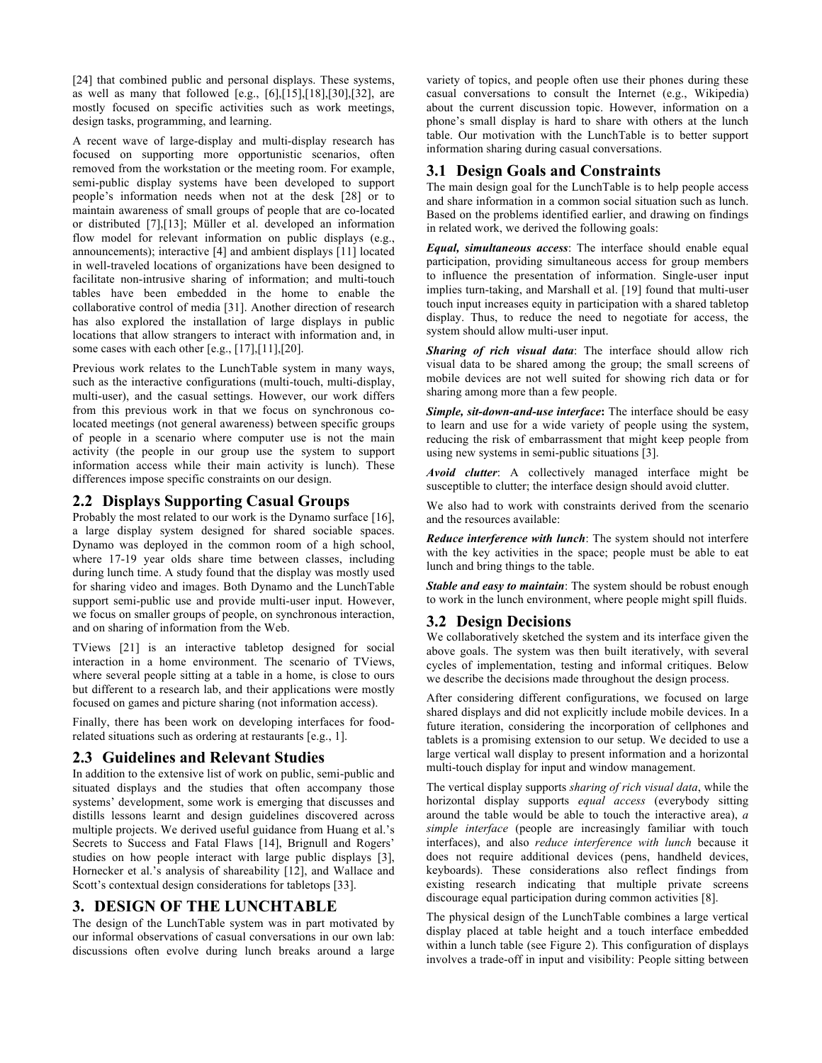[24] that combined public and personal displays. These systems, as well as many that followed [e.g., [6],[15],[18],[30],[32], are mostly focused on specific activities such as work meetings, design tasks, programming, and learning.

A recent wave of large-display and multi-display research has focused on supporting more opportunistic scenarios, often removed from the workstation or the meeting room. For example, semi-public display systems have been developed to support people's information needs when not at the desk [28] or to maintain awareness of small groups of people that are co-located or distributed [7],[13]; Müller et al. developed an information flow model for relevant information on public displays (e.g., announcements); interactive [4] and ambient displays [11] located in well-traveled locations of organizations have been designed to facilitate non-intrusive sharing of information; and multi-touch tables have been embedded in the home to enable the collaborative control of media [31]. Another direction of research has also explored the installation of large displays in public locations that allow strangers to interact with information and, in some cases with each other [e.g., [17],[11],[20].

Previous work relates to the LunchTable system in many ways, such as the interactive configurations (multi-touch, multi-display, multi-user), and the casual settings. However, our work differs from this previous work in that we focus on synchronous co-located meetings (not general awareness) between specific groups of people in a scenario where computer use is not the main activity (the people in our group use the system to support information access while their main activity is lunch). These differences impose specific constraints on our design.

## 2.2 Displays Supporting Casual Groups

Probably the most related to our work is the Dynamo surface [16], a large display system designed for shared sociable spaces. Dynamo was deployed in the common room of a high school, where 17-19 year olds share time between classes, including during lunch time. A study found that the display was mostly used for sharing video and images. Both Dynamo and the LunchTable support semi-public use and provide multi-user input. However, we focus on smaller groups of people, on synchronous interaction, and on sharing of information from the Web.

TViews [21] is an interactive tabletop designed for social interaction in a home environment. The scenario of TViews, where several people sitting at a table in a home, is close to ours but different to a research lab, and their applications were mostly focused on games and picture sharing (not information access).

Finally, there has been work on developing interfaces for food-related situations such as ordering at restaurants [e.g., 1].

## 2.3 Guidelines and Relevant Studies

In addition to the extensive list of work on public, semi-public and situated displays and the studies that often accompany those systems' development, some work is emerging that discusses and distills lessons learnt and design guidelines discovered across multiple projects. We derived useful guidance from Huang et al.'s Secrets to Success and Fatal Flaws [14], Brignull and Rogers' studies on how people interact with large public displays [3], Hornecker et al.'s analysis of shareability [12], and Wallace and Scott's contextual design considerations for tabletops [33].

# 3. DESIGN OF THE LUNCHTABLE

The design of the LunchTable system was in part motivated by our informal observations of casual conversations in our own lab: discussions often evolve during lunch breaks around a large variety of topics, and people often use their phones during these casual conversations to consult the Internet (e.g., Wikipedia) about the current discussion topic. However, information on a phone's small display is hard to share with others at the lunch table. Our motivation with the LunchTable is to better support information sharing during casual conversations.

## 3.1 Design Goals and Constraints

The main design goal for the LunchTable is to help people access and share information in a common social situation such as lunch. Based on the problems identified earlier, and drawing on findings in related work, we derived the following goals:

***Equal, simultaneous access***: The interface should enable equal participation, providing simultaneous access for group members to influence the presentation of information. Single-user input implies turn-taking, and Marshall et al. [19] found that multi-user touch input increases equity in participation with a shared tabletop display. Thus, to reduce the need to negotiate for access, the system should allow multi-user input.

***Sharing of rich visual data***: The interface should allow rich visual data to be shared among the group; the small screens of mobile devices are not well suited for showing rich data or for sharing among more than a few people.

***Simple, sit-down-and-use interface*:** The interface should be easy to learn and use for a wide variety of people using the system, reducing the risk of embarrassment that might keep people from using new systems in semi-public situations [3].

***Avoid clutter***: A collectively managed interface might be susceptible to clutter; the interface design should avoid clutter.

We also had to work with constraints derived from the scenario and the resources available:

***Reduce interference with lunch***: The system should not interfere with the key activities in the space; people must be able to eat lunch and bring things to the table.

***Stable and easy to maintain***: The system should be robust enough to work in the lunch environment, where people might spill fluids.

## 3.2 Design Decisions

We collaboratively sketched the system and its interface given the above goals. The system was then built iteratively, with several cycles of implementation, testing and informal critiques. Below we describe the decisions made throughout the design process.

After considering different configurations, we focused on large shared displays and did not explicitly include mobile devices. In a future iteration, considering the incorporation of cellphones and tablets is a promising extension to our setup. We decided to use a large vertical wall display to present information and a horizontal multi-touch display for input and window management.

The vertical display supports *sharing of rich visual data*, while the horizontal display supports *equal access* (everybody sitting around the table would be able to touch the interactive area), *a simple interface* (people are increasingly familiar with touch interfaces), and also *reduce interference with lunch* because it does not require additional devices (pens, handheld devices, keyboards). These considerations also reflect findings from existing research indicating that multiple private screens discourage equal participation during common activities [8].

The physical design of the LunchTable combines a large vertical display placed at table height and a touch interface embedded within a lunch table (see Figure 2). This configuration of displays involves a trade-off in input and visibility: People sitting between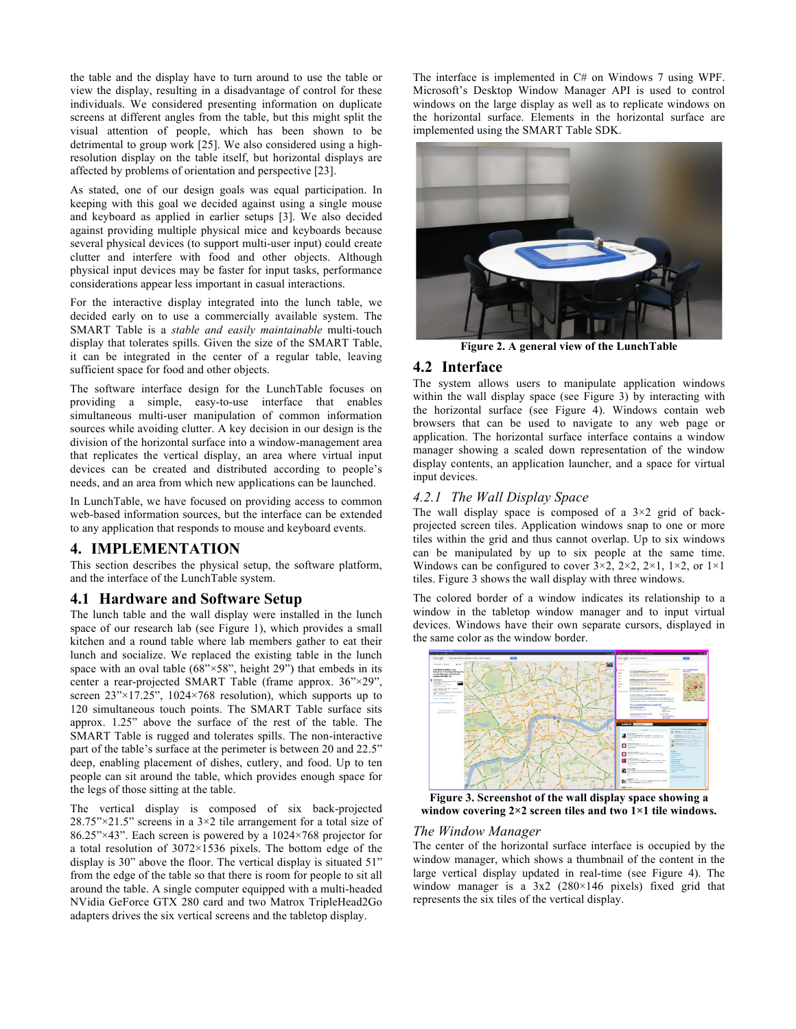the table and the display have to turn around to use the table or view the display, resulting in a disadvantage of control for these individuals. We considered presenting information on duplicate screens at different angles from the table, but this might split the visual attention of people, which has been shown to be detrimental to group work [25]. We also considered using a high-resolution display on the table itself, but horizontal displays are affected by problems of orientation and perspective [23].

As stated, one of our design goals was equal participation. In keeping with this goal we decided against using a single mouse and keyboard as applied in earlier setups [3]. We also decided against providing multiple physical mice and keyboards because several physical devices (to support multi-user input) could create clutter and interfere with food and other objects. Although physical input devices may be faster for input tasks, performance considerations appear less important in casual interactions.

For the interactive display integrated into the lunch table, we decided early on to use a commercially available system. The SMART Table is a *stable and easily maintainable* multi-touch display that tolerates spills. Given the size of the SMART Table, it can be integrated in the center of a regular table, leaving sufficient space for food and other objects.

The software interface design for the LunchTable focuses on providing a simple, easy-to-use interface that enables simultaneous multi-user manipulation of common information sources while avoiding clutter. A key decision in our design is the division of the horizontal surface into a window-management area that replicates the vertical display, an area where virtual input devices can be created and distributed according to people's needs, and an area from which new applications can be launched.

In LunchTable, we have focused on providing access to common web-based information sources, but the interface can be extended to any application that responds to mouse and keyboard events.

# 4. IMPLEMENTATION

This section describes the physical setup, the software platform, and the interface of the LunchTable system.

## 4.1 Hardware and Software Setup

The lunch table and the wall display were installed in the lunch space of our research lab (see Figure 1), which provides a small kitchen and a round table where lab members gather to eat their lunch and socialize. We replaced the existing table in the lunch space with an oval table (68"×58", height 29") that embeds in its center a rear-projected SMART Table (frame approx. 36"×29", screen 23"×17.25", 1024×768 resolution), which supports up to 120 simultaneous touch points. The SMART Table surface sits approx. 1.25" above the surface of the rest of the table. The SMART Table is rugged and tolerates spills. The non-interactive part of the table's surface at the perimeter is between 20 and 22.5" deep, enabling placement of dishes, cutlery, and food. Up to ten people can sit around the table, which provides enough space for the legs of those sitting at the table.

The vertical display is composed of six back-projected 28.75"×21.5" screens in a 3×2 tile arrangement for a total size of 86.25"×43". Each screen is powered by a 1024×768 projector for a total resolution of 3072×1536 pixels. The bottom edge of the display is 30" above the floor. The vertical display is situated 51" from the edge of the table so that there is room for people to sit all around the table. A single computer equipped with a multi-headed NVidia GeForce GTX 280 card and two Matrox TripleHead2Go adapters drives the six vertical screens and the tabletop display.

The interface is implemented in C# on Windows 7 using WPF. Microsoft's Desktop Window Manager API is used to control windows on the large display as well as to replicate windows on the horizontal surface. Elements in the horizontal surface are implemented using the SMART Table SDK.

**Figure 2. A general view of the LunchTable**

## 4.2 Interface

The system allows users to manipulate application windows within the wall display space (see Figure 3) by interacting with the horizontal surface (see Figure 4). Windows contain web browsers that can be used to navigate to any web page or application. The horizontal surface interface contains a window manager showing a scaled down representation of the window display contents, an application launcher, and a space for virtual input devices.

### *4.2.1 The Wall Display Space*

The wall display space is composed of a 3×2 grid of back-projected screen tiles. Application windows snap to one or more tiles within the grid and thus cannot overlap. Up to six windows can be manipulated by up to six people at the same time. Windows can be configured to cover 3×2, 2×2, 2×1, 1×2, or 1×1 tiles. Figure 3 shows the wall display with three windows.

The colored border of a window indicates its relationship to a window in the tabletop window manager and to input virtual devices. Windows have their own separate cursors, displayed in the same color as the window border.

**Figure 3. Screenshot of the wall display space showing a window covering 2×2 screen tiles and two 1×1 tile windows.**

### *The Window Manager*

The center of the horizontal surface interface is occupied by the window manager, which shows a thumbnail of the content in the large vertical display updated in real-time (see Figure 4). The window manager is a 3x2 (280×146 pixels) fixed grid that represents the six tiles of the vertical display.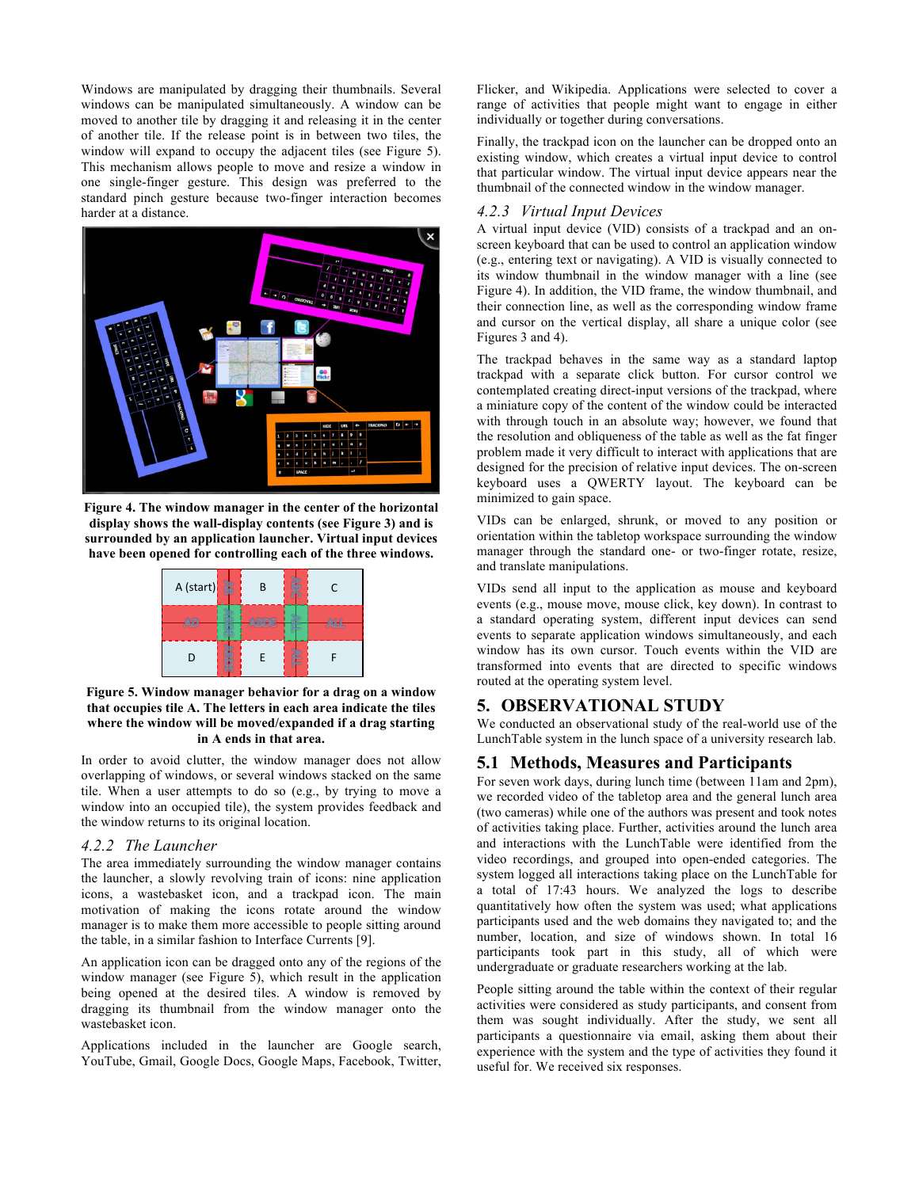Windows are manipulated by dragging their thumbnails. Several windows can be manipulated simultaneously. A window can be moved to another tile by dragging it and releasing it in the center of another tile. If the release point is in between two tiles, the window will expand to occupy the adjacent tiles (see Figure 5). This mechanism allows people to move and resize a window in one single-finger gesture. This design was preferred to the standard pinch gesture because two-finger interaction becomes harder at a distance.

**Figure 4. The window manager in the center of the horizontal display shows the wall-display contents (see Figure 3) and is surrounded by an application launcher. Virtual input devices have been opened for controlling each of the three windows.**

**Figure 5. Window manager behavior for a drag on a window that occupies tile A. The letters in each area indicate the tiles where the window will be moved/expanded if a drag starting in A ends in that area.**

In order to avoid clutter, the window manager does not allow overlapping of windows, or several windows stacked on the same tile. When a user attempts to do so (e.g., by trying to move a window into an occupied tile), the system provides feedback and the window returns to its original location.

### *4.2.2 The Launcher*

The area immediately surrounding the window manager contains the launcher, a slowly revolving train of icons: nine application icons, a wastebasket icon, and a trackpad icon. The main motivation of making the icons rotate around the window manager is to make them more accessible to people sitting around the table, in a similar fashion to Interface Currents [9].

An application icon can be dragged onto any of the regions of the window manager (see Figure 5), which result in the application being opened at the desired tiles. A window is removed by dragging its thumbnail from the window manager onto the wastebasket icon.

Applications included in the launcher are Google search, YouTube, Gmail, Google Docs, Google Maps, Facebook, Twitter, Flicker, and Wikipedia. Applications were selected to cover a range of activities that people might want to engage in either individually or together during conversations.

Finally, the trackpad icon on the launcher can be dropped onto an existing window, which creates a virtual input device to control that particular window. The virtual input device appears near the thumbnail of the connected window in the window manager.

### *4.2.3 Virtual Input Devices*

A virtual input device (VID) consists of a trackpad and an on-screen keyboard that can be used to control an application window (e.g., entering text or navigating). A VID is visually connected to its window thumbnail in the window manager with a line (see Figure 4). In addition, the VID frame, the window thumbnail, and their connection line, as well as the corresponding window frame and cursor on the vertical display, all share a unique color (see Figures 3 and 4).

The trackpad behaves in the same way as a standard laptop trackpad with a separate click button. For cursor control we contemplated creating direct-input versions of the trackpad, where a miniature copy of the content of the window could be interacted with through touch in an absolute way; however, we found that the resolution and obliqueness of the table as well as the fat finger problem made it very difficult to interact with applications that are designed for the precision of relative input devices. The on-screen keyboard uses a QWERTY layout. The keyboard can be minimized to gain space.

VIDs can be enlarged, shrunk, or moved to any position or orientation within the tabletop workspace surrounding the window manager through the standard one- or two-finger rotate, resize, and translate manipulations.

VIDs send all input to the application as mouse and keyboard events (e.g., mouse move, mouse click, key down). In contrast to a standard operating system, different input devices can send events to separate application windows simultaneously, and each window has its own cursor. Touch events within the VID are transformed into events that are directed to specific windows routed at the operating system level.

## 5. OBSERVATIONAL STUDY

We conducted an observational study of the real-world use of the LunchTable system in the lunch space of a university research lab.

## 5.1 Methods, Measures and Participants

For seven work days, during lunch time (between 11am and 2pm), we recorded video of the tabletop area and the general lunch area (two cameras) while one of the authors was present and took notes of activities taking place. Further, activities around the lunch area and interactions with the LunchTable were identified from the video recordings, and grouped into open-ended categories. The system logged all interactions taking place on the LunchTable for a total of 17:43 hours. We analyzed the logs to describe quantitatively how often the system was used; what applications participants used and the web domains they navigated to; and the number, location, and size of windows shown. In total 16 participants took part in this study, all of which were undergraduate or graduate researchers working at the lab.

People sitting around the table within the context of their regular activities were considered as study participants, and consent from them was sought individually. After the study, we sent all participants a questionnaire via email, asking them about their experience with the system and the type of activities they found it useful for. We received six responses.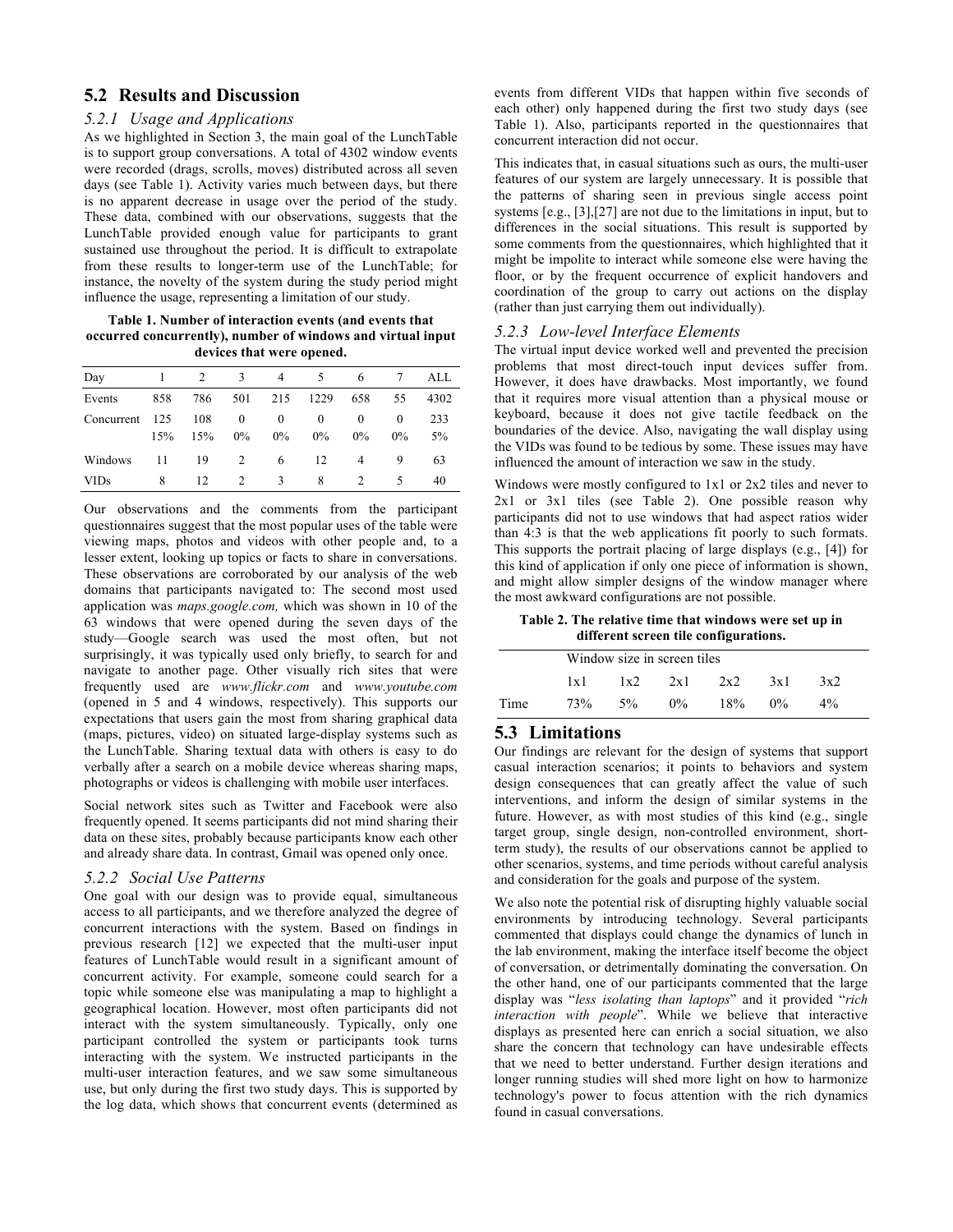## 5.2 Results and Discussion

### 5.2.1 Usage and Applications

As we highlighted in Section 3, the main goal of the LunchTable is to support group conversations. A total of 4302 window events were recorded (drags, scrolls, moves) distributed across all seven days (see Table 1). Activity varies much between days, but there is no apparent decrease in usage over the period of the study. These data, combined with our observations, suggests that the LunchTable provided enough value for participants to grant sustained use throughout the period. It is difficult to extrapolate from these results to longer-term use of the LunchTable; for instance, the novelty of the system during the study period might influence the usage, representing a limitation of our study.

**Table 1. Number of interaction events (and events that occurred concurrently), number of windows and virtual input devices that were opened.**

| Day | 1 | 2 | 3 | 4 | 5 | 6 | 7 | ALL |
|---|---|---|---|---|---|---|---|---|
| Events | 858 | 786 | 501 | 215 | 1229 | 658 | 55 | 4302 |
| Concurrent | 125<br>15% | 108<br>15% | 0<br>0% | 0<br>0% | 0<br>0% | 0<br>0% | 0<br>0% | 233<br>5% |
| Windows | 11 | 19 | 2 | 6 | 12 | 4 | 9 | 63 |
| VIDs | 8 | 12 | 2 | 3 | 8 | 2 | 5 | 40 |

Our observations and the comments from the participant questionnaires suggest that the most popular uses of the table were viewing maps, photos and videos with other people and, to a lesser extent, looking up topics or facts to share in conversations. These observations are corroborated by our analysis of the web domains that participants navigated to: The second most used application was *maps.google.com,* which was shown in 10 of the 63 windows that were opened during the seven days of the study—Google search was used the most often, but not surprisingly, it was typically used only briefly, to search for and navigate to another page. Other visually rich sites that were frequently used are *www.flickr.com* and *www.youtube.com* (opened in 5 and 4 windows, respectively). This supports our expectations that users gain the most from sharing graphical data (maps, pictures, video) on situated large-display systems such as the LunchTable. Sharing textual data with others is easy to do verbally after a search on a mobile device whereas sharing maps, photographs or videos is challenging with mobile user interfaces.

Social network sites such as Twitter and Facebook were also frequently opened. It seems participants did not mind sharing their data on these sites, probably because participants know each other and already share data. In contrast, Gmail was opened only once.

### 5.2.2 Social Use Patterns

One goal with our design was to provide equal, simultaneous access to all participants, and we therefore analyzed the degree of concurrent interactions with the system. Based on findings in previous research [12] we expected that the multi-user input features of LunchTable would result in a significant amount of concurrent activity. For example, someone could search for a topic while someone else was manipulating a map to highlight a geographical location. However, most often participants did not interact with the system simultaneously. Typically, only one participant controlled the system or participants took turns interacting with the system. We instructed participants in the multi-user interaction features, and we saw some simultaneous use, but only during the first two study days. This is supported by the log data, which shows that concurrent events (determined as events from different VIDs that happen within five seconds of each other) only happened during the first two study days (see Table 1). Also, participants reported in the questionnaires that concurrent interaction did not occur.

This indicates that, in casual situations such as ours, the multi-user features of our system are largely unnecessary. It is possible that the patterns of sharing seen in previous single access point systems [e.g., [3],[27] are not due to the limitations in input, but to differences in the social situations. This result is supported by some comments from the questionnaires, which highlighted that it might be impolite to interact while someone else were having the floor, or by the frequent occurrence of explicit handovers and coordination of the group to carry out actions on the display (rather than just carrying them out individually).

### 5.2.3 Low-level Interface Elements

The virtual input device worked well and prevented the precision problems that most direct-touch input devices suffer from. However, it does have drawbacks. Most importantly, we found that it requires more visual attention than a physical mouse or keyboard, because it does not give tactile feedback on the boundaries of the device. Also, navigating the wall display using the VIDs was found to be tedious by some. These issues may have influenced the amount of interaction we saw in the study.

Windows were mostly configured to 1x1 or 2x2 tiles and never to 2x1 or 3x1 tiles (see Table 2). One possible reason why participants did not to use windows that had aspect ratios wider than 4:3 is that the web applications fit poorly to such formats. This supports the portrait placing of large displays (e.g., [4]) for this kind of application if only one piece of information is shown, and might allow simpler designs of the window manager where the most awkward configurations are not possible.

**Table 2. The relative time that windows were set up in different screen tile configurations.**

| | Window size in screen tiles | | | | | |
|---|---|---|---|---|---|---|
| | 1x1 | 1x2 | 2x1 | 2x2 | 3x1 | 3x2 |
| Time | 73% | 5% | 0% | 18% | 0% | 4% |

## 5.3 Limitations

Our findings are relevant for the design of systems that support casual interaction scenarios; it points to behaviors and system design consequences that can greatly affect the value of such interventions, and inform the design of similar systems in the future. However, as with most studies of this kind (e.g., single target group, single design, non-controlled environment, short-term study), the results of our observations cannot be applied to other scenarios, systems, and time periods without careful analysis and consideration for the goals and purpose of the system.

We also note the potential risk of disrupting highly valuable social environments by introducing technology. Several participants commented that displays could change the dynamics of lunch in the lab environment, making the interface itself become the object of conversation, or detrimentally dominating the conversation. On the other hand, one of our participants commented that the large display was "*less isolating than laptops*" and it provided "*rich interaction with people*". While we believe that interactive displays as presented here can enrich a social situation, we also share the concern that technology can have undesirable effects that we need to better understand. Further design iterations and longer running studies will shed more light on how to harmonize technology's power to focus attention with the rich dynamics found in casual conversations.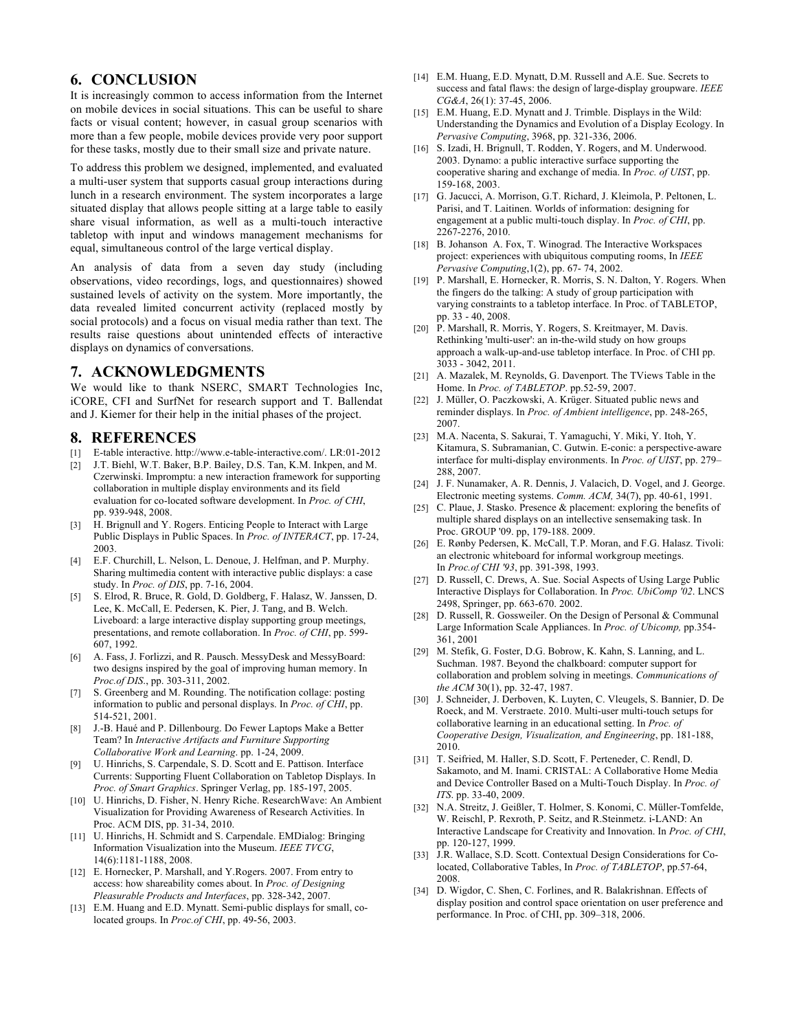## 6. CONCLUSION

It is increasingly common to access information from the Internet on mobile devices in social situations. This can be useful to share facts or visual content; however, in casual group scenarios with more than a few people, mobile devices provide very poor support for these tasks, mostly due to their small size and private nature.

To address this problem we designed, implemented, and evaluated a multi-user system that supports casual group interactions during lunch in a research environment. The system incorporates a large situated display that allows people sitting at a large table to easily share visual information, as well as a multi-touch interactive tabletop with input and windows management mechanisms for equal, simultaneous control of the large vertical display.

An analysis of data from a seven day study (including observations, video recordings, logs, and questionnaires) showed sustained levels of activity on the system. More importantly, the data revealed limited concurrent activity (replaced mostly by social protocols) and a focus on visual media rather than text. The results raise questions about unintended effects of interactive displays on dynamics of conversations.

## 7. ACKNOWLEDGMENTS

We would like to thank NSERC, SMART Technologies Inc, iCORE, CFI and SurfNet for research support and T. Ballendat and J. Kiemer for their help in the initial phases of the project.

## 8. REFERENCES

[1] E-table interactive. http://www.e-table-interactive.com/. LR:01-2012

[2] J.T. Biehl, W.T. Baker, B.P. Bailey, D.S. Tan, K.M. Inkpen, and M. Czerwinski. Impromptu: a new interaction framework for supporting collaboration in multiple display environments and its field evaluation for co-located software development. In *Proc. of CHI*, pp. 939-948, 2008.

[3] H. Brignull and Y. Rogers. Enticing People to Interact with Large Public Displays in Public Spaces. In *Proc. of INTERACT*, pp. 17-24, 2003.

[4] E.F. Churchill, L. Nelson, L. Denoue, J. Helfman, and P. Murphy. Sharing multimedia content with interactive public displays: a case study. In *Proc. of DIS*, pp. 7-16, 2004.

[5] S. Elrod, R. Bruce, R. Gold, D. Goldberg, F. Halasz, W. Janssen, D. Lee, K. McCall, E. Pedersen, K. Pier, J. Tang, and B. Welch. Liveboard: a large interactive display supporting group meetings, presentations, and remote collaboration. In *Proc. of CHI*, pp. 599-607, 1992.

[6] A. Fass, J. Forlizzi, and R. Pausch. MessyDesk and MessyBoard: two designs inspired by the goal of improving human memory. In *Proc.of DIS.*, pp. 303-311, 2002.

[7] S. Greenberg and M. Rounding. The notification collage: posting information to public and personal displays. In *Proc. of CHI*, pp. 514-521, 2001.

[8] J.-B. Haué and P. Dillenbourg. Do Fewer Laptops Make a Better Team? In *Interactive Artifacts and Furniture Supporting Collaborative Work and Learning*. pp. 1-24, 2009.

[9] U. Hinrichs, S. Carpendale, S. D. Scott and E. Pattison. Interface Currents: Supporting Fluent Collaboration on Tabletop Displays. In *Proc. of Smart Graphics*. Springer Verlag, pp. 185-197, 2005.

[10] U. Hinrichs, D. Fisher, N. Henry Riche. ResearchWave: An Ambient Visualization for Providing Awareness of Research Activities. In Proc. ACM DIS, pp. 31-34, 2010.

[11] U. Hinrichs, H. Schmidt and S. Carpendale. EMDialog: Bringing Information Visualization into the Museum. *IEEE TVCG*, 14(6):1181-1188, 2008.

[12] E. Hornecker, P. Marshall, and Y.Rogers. 2007. From entry to access: how shareability comes about. In *Proc. of Designing Pleasurable Products and Interfaces*, pp. 328-342, 2007.

[13] E.M. Huang and E.D. Mynatt. Semi-public displays for small, co-located groups. In *Proc.of CHI*, pp. 49-56, 2003.

[14] E.M. Huang, E.D. Mynatt, D.M. Russell and A.E. Sue. Secrets to success and fatal flaws: the design of large-display groupware. *IEEE CG&A*, 26(1): 37-45, 2006.

[15] E.M. Huang, E.D. Mynatt and J. Trimble. Displays in the Wild: Understanding the Dynamics and Evolution of a Display Ecology. In *Pervasive Computing*, 3968, pp. 321-336, 2006.

[16] S. Izadi, H. Brignull, T. Rodden, Y. Rogers, and M. Underwood. 2003. Dynamo: a public interactive surface supporting the cooperative sharing and exchange of media. In *Proc. of UIST*, pp. 159-168, 2003.

[17] G. Jacucci, A. Morrison, G.T. Richard, J. Kleimola, P. Peltonen, L. Parisi, and T. Laitinen. Worlds of information: designing for engagement at a public multi-touch display. In *Proc. of CHI*, pp. 2267-2276, 2010.

[18] B. Johanson A. Fox, T. Winograd. The Interactive Workspaces project: experiences with ubiquitous computing rooms, In *IEEE Pervasive Computing*,1(2), pp. 67- 74, 2002.

[19] P. Marshall, E. Hornecker, R. Morris, S. N. Dalton, Y. Rogers. When the fingers do the talking: A study of group participation with varying constraints to a tabletop interface. In Proc. of TABLETOP, pp. 33 - 40, 2008.

[20] P. Marshall, R. Morris, Y. Rogers, S. Kreitmayer, M. Davis. Rethinking 'multi-user': an in-the-wild study on how groups approach a walk-up-and-use tabletop interface. In Proc. of CHI pp. 3033 - 3042, 2011.

[21] A. Mazalek, M. Reynolds, G. Davenport. The TViews Table in the Home. In *Proc. of TABLETOP*. pp.52-59, 2007.

[22] J. Müller, O. Paczkowski, A. Krüger. Situated public news and reminder displays. In *Proc. of Ambient intelligence*, pp. 248-265, 2007.

[23] M.A. Nacenta, S. Sakurai, T. Yamaguchi, Y. Miki, Y. Itoh, Y. Kitamura, S. Subramanian, C. Gutwin. E-conic: a perspective-aware interface for multi-display environments. In *Proc. of UIST*, pp. 279–288, 2007.

[24] J. F. Nunamaker, A. R. Dennis, J. Valacich, D. Vogel, and J. George. Electronic meeting systems. *Comm. ACM,* 34(7), pp. 40-61, 1991.

[25] C. Plaue, J. Stasko. Presence & placement: exploring the benefits of multiple shared displays on an intellective sensemaking task. In Proc. GROUP '09. pp, 179-188. 2009.

[26] E. Rønby Pedersen, K. McCall, T.P. Moran, and F.G. Halasz. Tivoli: an electronic whiteboard for informal workgroup meetings. In *Proc.of CHI '93*, pp. 391-398, 1993.

[27] D. Russell, C. Drews, A. Sue. Social Aspects of Using Large Public Interactive Displays for Collaboration. In *Proc. UbiComp '02*. LNCS 2498, Springer, pp. 663-670. 2002.

[28] D. Russell, R. Gossweiler. On the Design of Personal & Communal Large Information Scale Appliances. In *Proc. of Ubicomp,* pp.354-361, 2001

[29] M. Stefik, G. Foster, D.G. Bobrow, K. Kahn, S. Lanning, and L. Suchman. 1987. Beyond the chalkboard: computer support for collaboration and problem solving in meetings. *Communications of the ACM* 30(1), pp. 32-47, 1987.

[30] J. Schneider, J. Derboven, K. Luyten, C. Vleugels, S. Bannier, D. De Roeck, and M. Verstraete. 2010. Multi-user multi-touch setups for collaborative learning in an educational setting. In *Proc. of Cooperative Design, Visualization, and Engineering*, pp. 181-188, 2010.

[31] T. Seifried, M. Haller, S.D. Scott, F. Perteneder, C. Rendl, D. Sakamoto, and M. Inami. CRISTAL: A Collaborative Home Media and Device Controller Based on a Multi-Touch Display. In *Proc. of ITS*. pp. 33-40, 2009.

[32] N.A. Streitz, J. Geißler, T. Holmer, S. Konomi, C. Müller-Tomfelde, W. Reischl, P. Rexroth, P. Seitz, and R.Steinmetz. i-LAND: An Interactive Landscape for Creativity and Innovation. In *Proc. of CHI*, pp. 120-127, 1999.

[33] J.R. Wallace, S.D. Scott. Contextual Design Considerations for Co-located, Collaborative Tables, In *Proc. of TABLETOP*, pp.57-64, 2008.

[34] D. Wigdor, C. Shen, C. Forlines, and R. Balakrishnan. Effects of display position and control space orientation on user preference and performance. In Proc. of CHI, pp. 309–318, 2006.